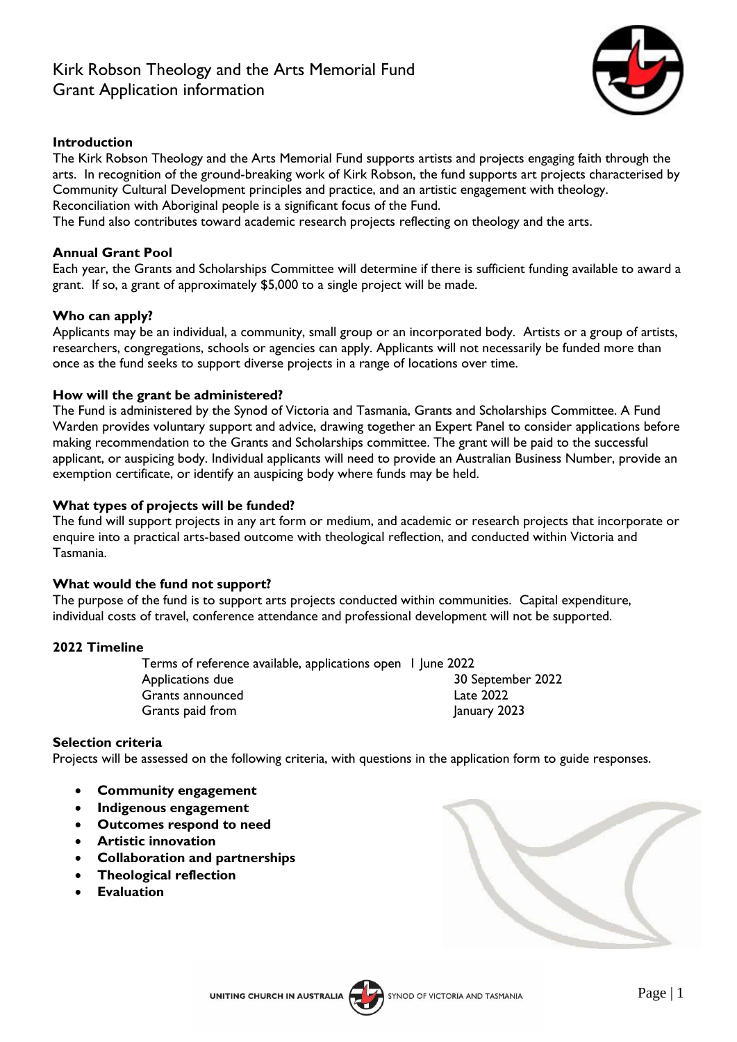# Kirk Robson Theology and the Arts Memorial Fund
# Grant Application information

**Introduction**

The Kirk Robson Theology and the Arts Memorial Fund supports artists and projects engaging faith through the arts. In recognition of the ground-breaking work of Kirk Robson, the fund supports art projects characterised by Community Cultural Development principles and practice, and an artistic engagement with theology. Reconciliation with Aboriginal people is a significant focus of the Fund.

The Fund also contributes toward academic research projects reflecting on theology and the arts.

**Annual Grant Pool**

Each year, the Grants and Scholarships Committee will determine if there is sufficient funding available to award a grant. If so, a grant of approximately $5,000 to a single project will be made.

**Who can apply?**

Applicants may be an individual, a community, small group or an incorporated body. Artists or a group of artists, researchers, congregations, schools or agencies can apply. Applicants will not necessarily be funded more than once as the fund seeks to support diverse projects in a range of locations over time.

**How will the grant be administered?**

The Fund is administered by the Synod of Victoria and Tasmania, Grants and Scholarships Committee. A Fund Warden provides voluntary support and advice, drawing together an Expert Panel to consider applications before making recommendation to the Grants and Scholarships committee. The grant will be paid to the successful applicant, or auspicing body. Individual applicants will need to provide an Australian Business Number, provide an exemption certificate, or identify an auspicing body where funds may be held.

**What types of projects will be funded?**

The fund will support projects in any art form or medium, and academic or research projects that incorporate or enquire into a practical arts-based outcome with theological reflection, and conducted within Victoria and Tasmania.

**What would the fund not support?**

The purpose of the fund is to support arts projects conducted within communities. Capital expenditure, individual costs of travel, conference attendance and professional development will not be supported.

**2022 Timeline**

| | |
|---|---|
| Terms of reference available, applications open | 1 June 2022 |
| Applications due | 30 September 2022 |
| Grants announced | Late 2022 |
| Grants paid from | January 2023 |

**Selection criteria**

Projects will be assessed on the following criteria, with questions in the application form to guide responses.

- **Community engagement**
- **Indigenous engagement**
- **Outcomes respond to need**
- **Artistic innovation**
- **Collaboration and partnerships**
- **Theological reflection**
- **Evaluation**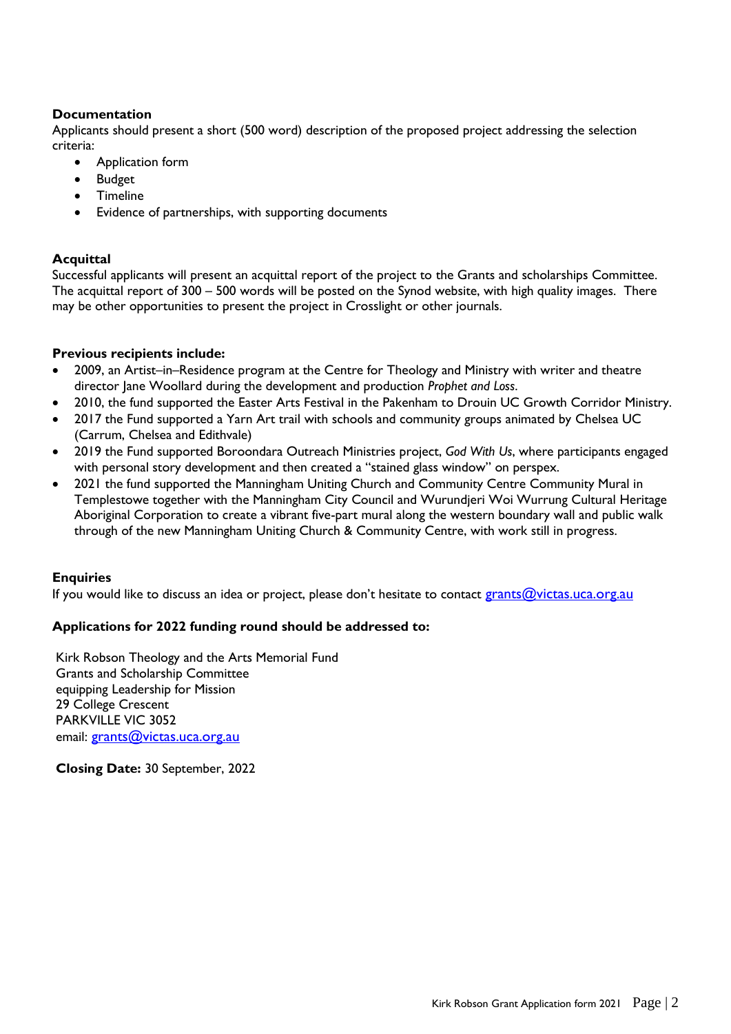**Documentation**

Applicants should present a short (500 word) description of the proposed project addressing the selection criteria:

- Application form
- Budget
- Timeline
- Evidence of partnerships, with supporting documents

**Acquittal**

Successful applicants will present an acquittal report of the project to the Grants and scholarships Committee. The acquittal report of 300 – 500 words will be posted on the Synod website, with high quality images. There may be other opportunities to present the project in Crosslight or other journals.

**Previous recipients include:**

- 2009, an Artist–in–Residence program at the Centre for Theology and Ministry with writer and theatre director Jane Woollard during the development and production *Prophet and Loss*.
- 2010, the fund supported the Easter Arts Festival in the Pakenham to Drouin UC Growth Corridor Ministry.
- 2017 the Fund supported a Yarn Art trail with schools and community groups animated by Chelsea UC (Carrum, Chelsea and Edithvale)
- 2019 the Fund supported Boroondara Outreach Ministries project, *God With Us*, where participants engaged with personal story development and then created a "stained glass window" on perspex.
- 2021 the fund supported the Manningham Uniting Church and Community Centre Community Mural in Templestowe together with the Manningham City Council and Wurundjeri Woi Wurrung Cultural Heritage Aboriginal Corporation to create a vibrant five-part mural along the western boundary wall and public walk through of the new Manningham Uniting Church & Community Centre, with work still in progress.

**Enquiries**

If you would like to discuss an idea or project, please don't hesitate to contact grants@victas.uca.org.au

**Applications for 2022 funding round should be addressed to:**

Kirk Robson Theology and the Arts Memorial Fund
Grants and Scholarship Committee
equipping Leadership for Mission
29 College Crescent
PARKVILLE VIC 3052
email: grants@victas.uca.org.au

**Closing Date:** 30 September, 2022